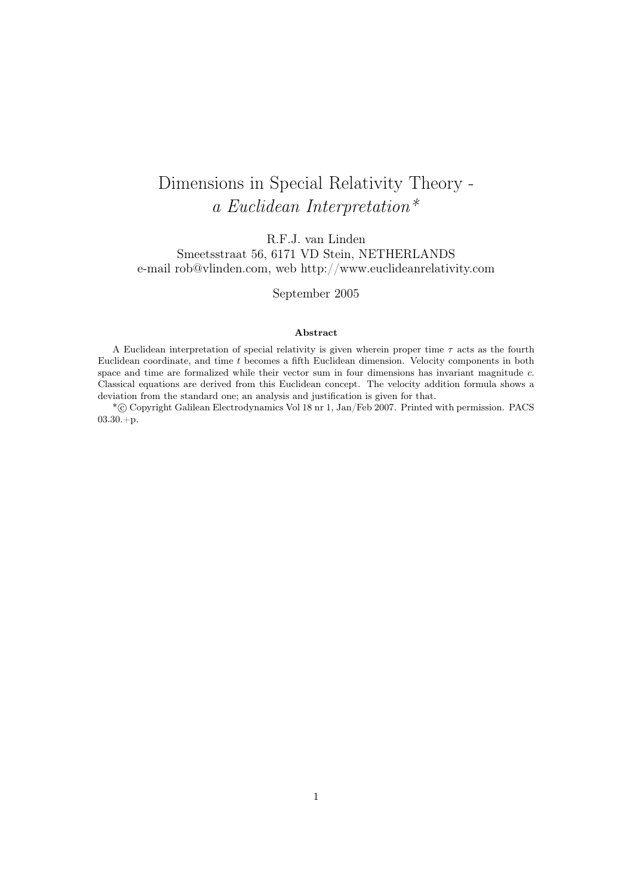# Dimensions in Special Relativity Theory - *a Euclidean Interpretation\**

R.F.J. van Linden
Smeetsstraat 56, 6171 VD Stein, NETHERLANDS
e-mail rob@vlinden.com, web http://www.euclideanrelativity.com

September 2005

**Abstract**

A Euclidean interpretation of special relativity is given wherein proper time $\tau$ acts as the fourth Euclidean coordinate, and time $t$ becomes a fifth Euclidean dimension. Velocity components in both space and time are formalized while their vector sum in four dimensions has invariant magnitude $c$. Classical equations are derived from this Euclidean concept. The velocity addition formula shows a deviation from the standard one; an analysis and justification is given for that.

*© Copyright Galilean Electrodynamics Vol 18 nr 1, Jan/Feb 2007. Printed with permission. PACS 03.30.+p.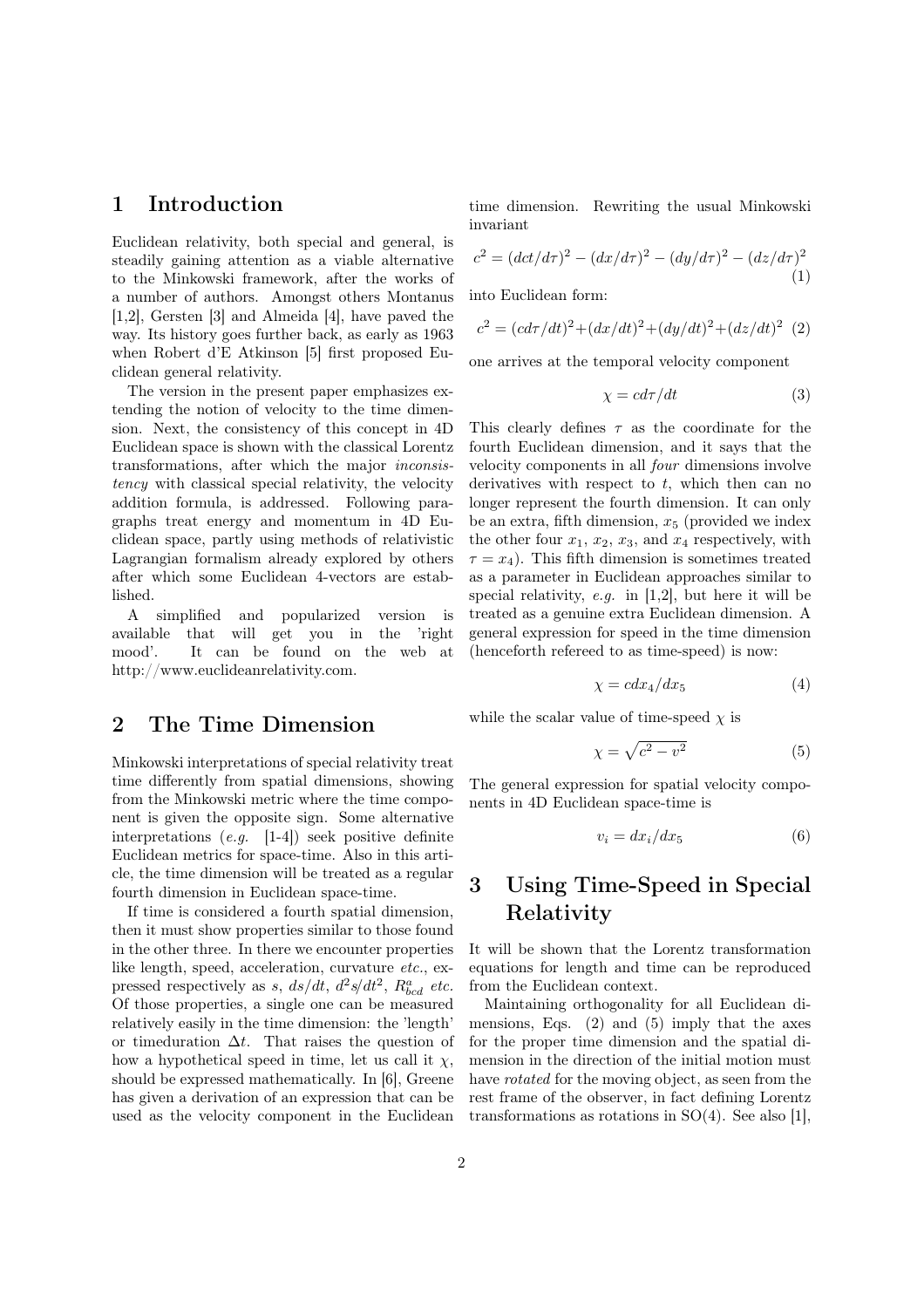# 1 Introduction

Euclidean relativity, both special and general, is steadily gaining attention as a viable alternative to the Minkowski framework, after the works of a number of authors. Amongst others Montanus [1,2], Gersten [3] and Almeida [4], have paved the way. Its history goes further back, as early as 1963 when Robert d'E Atkinson [5] first proposed Euclidean general relativity.

The version in the present paper emphasizes extending the notion of velocity to the time dimension. Next, the consistency of this concept in 4D Euclidean space is shown with the classical Lorentz transformations, after which the major *inconsistency* with classical special relativity, the velocity addition formula, is addressed. Following paragraphs treat energy and momentum in 4D Euclidean space, partly using methods of relativistic Lagrangian formalism already explored by others after which some Euclidean 4-vectors are established.

A simplified and popularized version is available that will get you in the 'right mood'. It can be found on the web at http://www.euclideanrelativity.com.

# 2 The Time Dimension

Minkowski interpretations of special relativity treat time differently from spatial dimensions, showing from the Minkowski metric where the time component is given the opposite sign. Some alternative interpretations (*e.g.* [1-4]) seek positive definite Euclidean metrics for space-time. Also in this article, the time dimension will be treated as a regular fourth dimension in Euclidean space-time.

If time is considered a fourth spatial dimension, then it must show properties similar to those found in the other three. In there we encounter properties like length, speed, acceleration, curvature *etc.*, expressed respectively as $s$, $ds/dt$, $d^2s/dt^2$, $R^a_{bcd}$ *etc.* Of those properties, a single one can be measured relatively easily in the time dimension: the 'length' or timeduration $\Delta t$. That raises the question of how a hypothetical speed in time, let us call it $\chi$, should be expressed mathematically. In [6], Greene has given a derivation of an expression that can be used as the velocity component in the Euclidean time dimension. Rewriting the usual Minkowski invariant

$$c^2 = (dct/d\tau)^2 - (dx/d\tau)^2 - (dy/d\tau)^2 - (dz/d\tau)^2 \quad (1)$$

into Euclidean form:

$$c^2 = (cd\tau/dt)^2 + (dx/dt)^2 + (dy/dt)^2 + (dz/dt)^2 \quad (2)$$

one arrives at the temporal velocity component

$$\chi = cd\tau/dt \quad (3)$$

This clearly defines $\tau$ as the coordinate for the fourth Euclidean dimension, and it says that the velocity components in all *four* dimensions involve derivatives with respect to $t$, which then can no longer represent the fourth dimension. It can only be an extra, fifth dimension, $x_5$ (provided we index the other four $x_1$, $x_2$, $x_3$, and $x_4$ respectively, with $\tau = x_4$). This fifth dimension is sometimes treated as a parameter in Euclidean approaches similar to special relativity, *e.g.* in [1,2], but here it will be treated as a genuine extra Euclidean dimension. A general expression for speed in the time dimension (henceforth refereed to as time-speed) is now:

$$\chi = cdx_4/dx_5 \quad (4)$$

while the scalar value of time-speed $\chi$ is

$$\chi = \sqrt{c^2 - v^2} \quad (5)$$

The general expression for spatial velocity components in 4D Euclidean space-time is

$$v_i = dx_i/dx_5 \quad (6)$$

# 3 Using Time-Speed in Special Relativity

It will be shown that the Lorentz transformation equations for length and time can be reproduced from the Euclidean context.

Maintaining orthogonality for all Euclidean dimensions, Eqs. (2) and (5) imply that the axes for the proper time dimension and the spatial dimension in the direction of the initial motion must have *rotated* for the moving object, as seen from the rest frame of the observer, in fact defining Lorentz transformations as rotations in SO(4). See also [1],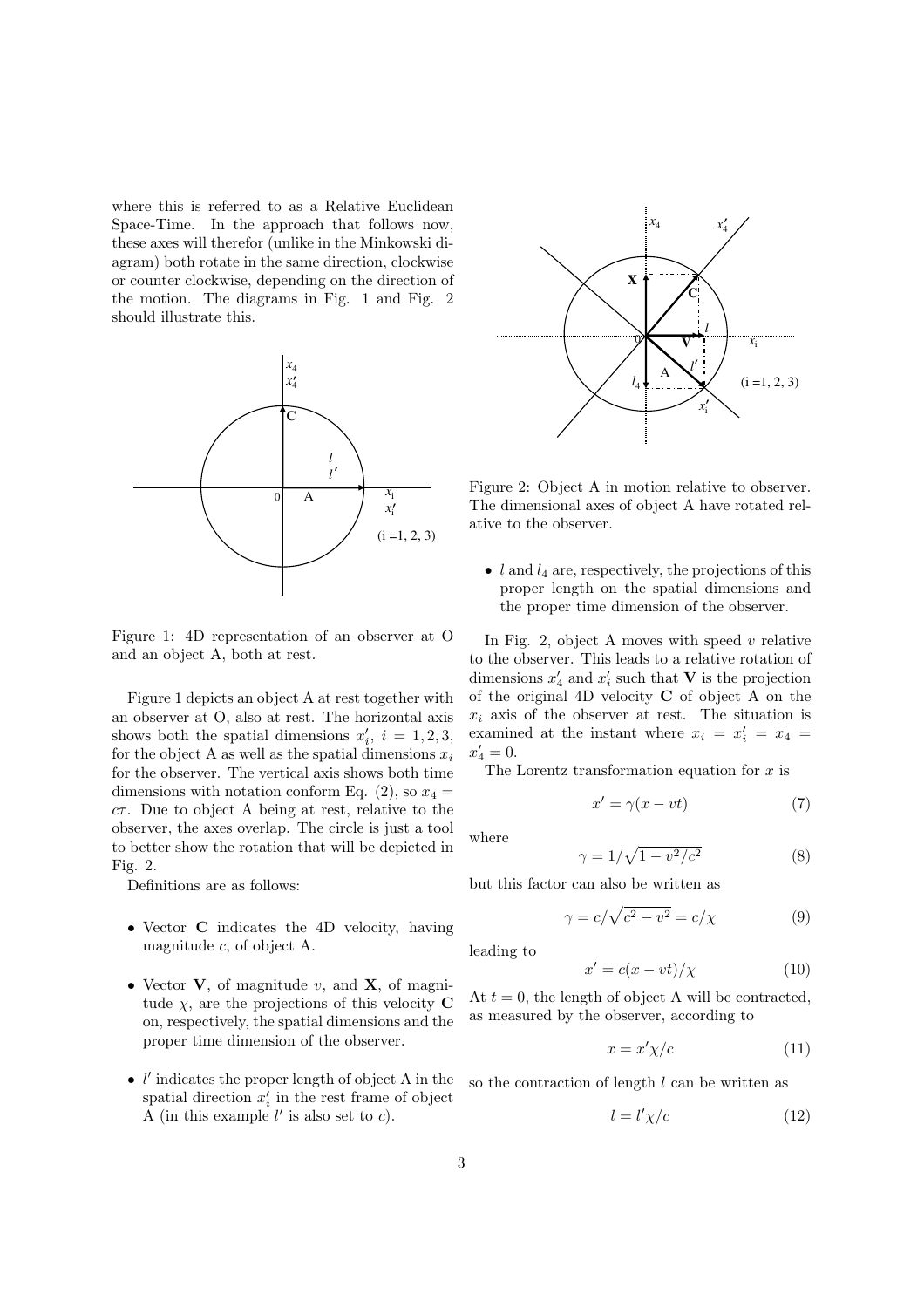where this is referred to as a Relative Euclidean Space-Time. In the approach that follows now, these axes will therefor (unlike in the Minkowski diagram) both rotate in the same direction, clockwise or counter clockwise, depending on the direction of the motion. The diagrams in Fig. 1 and Fig. 2 should illustrate this.

Figure 1: 4D representation of an observer at O and an object A, both at rest.

Figure 1 depicts an object A at rest together with an observer at O, also at rest. The horizontal axis shows both the spatial dimensions $x'_i$, $i = 1, 2, 3$, for the object A as well as the spatial dimensions $x_i$ for the observer. The vertical axis shows both time dimensions with notation conform Eq. (2), so $x_4 = c\tau$. Due to object A being at rest, relative to the observer, the axes overlap. The circle is just a tool to better show the rotation that will be depicted in Fig. 2.

Definitions are as follows:

- Vector $\mathbf{C}$ indicates the 4D velocity, having magnitude $c$, of object A.
- Vector $\mathbf{V}$, of magnitude $v$, and $\mathbf{X}$, of magnitude $\chi$, are the projections of this velocity $\mathbf{C}$ on, respectively, the spatial dimensions and the proper time dimension of the observer.
- $l'$ indicates the proper length of object A in the spatial direction $x'_i$ in the rest frame of object A (in this example $l'$ is also set to $c$).

Figure 2: Object A in motion relative to observer. The dimensional axes of object A have rotated relative to the observer.

- $l$ and $l_4$ are, respectively, the projections of this proper length on the spatial dimensions and the proper time dimension of the observer.

In Fig. 2, object A moves with speed $v$ relative to the observer. This leads to a relative rotation of dimensions $x'_4$ and $x'_i$ such that $\mathbf{V}$ is the projection of the original 4D velocity $\mathbf{C}$ of object A on the $x_i$ axis of the observer at rest. The situation is examined at the instant where $x_i = x'_i = x_4 = x'_4 = 0$.

The Lorentz transformation equation for $x$ is

$$x' = \gamma(x - vt) \tag{7}$$

where

$$\gamma = 1/\sqrt{1 - v^2/c^2} \tag{8}$$

but this factor can also be written as

$$\gamma = c/\sqrt{c^2 - v^2} = c/\chi \tag{9}$$

leading to

$$x' = c(x - vt)/\chi \tag{10}$$

At $t = 0$, the length of object A will be contracted, as measured by the observer, according to

$$x = x'\chi/c \tag{11}$$

so the contraction of length $l$ can be written as

$$l = l'\chi/c \tag{12}$$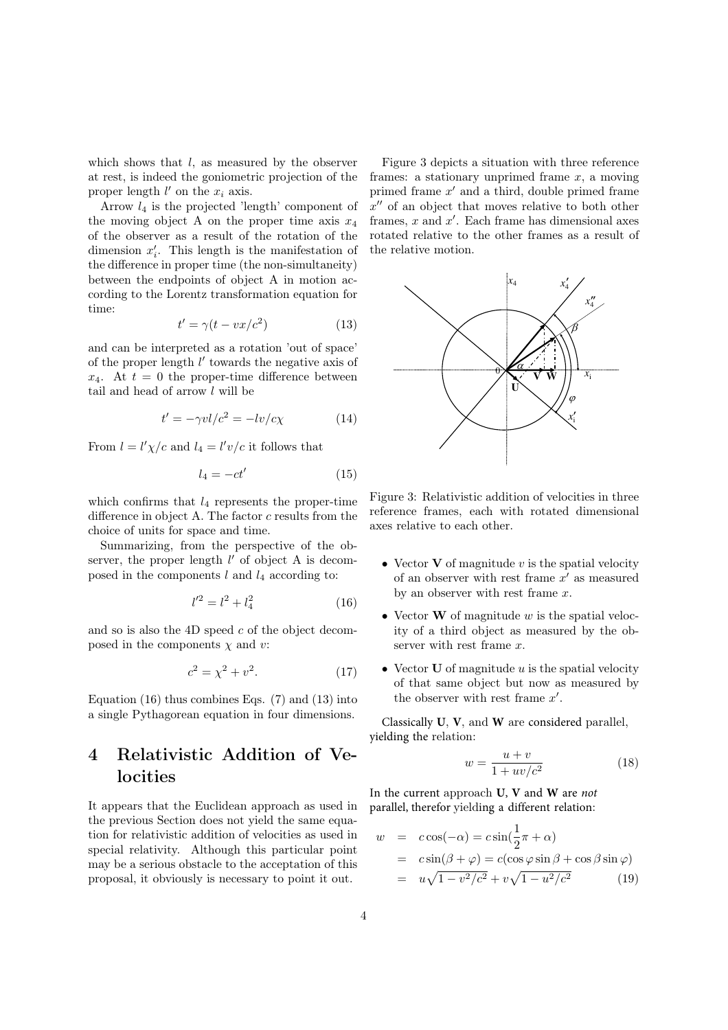which shows that $l$, as measured by the observer at rest, is indeed the goniometric projection of the proper length $l'$ on the $x_i$ axis.

Arrow $l_4$ is the projected 'length' component of the moving object A on the proper time axis $x_4$ of the observer as a result of the rotation of the dimension $x'_i$. This length is the manifestation of the difference in proper time (the non-simultaneity) between the endpoints of object A in motion according to the Lorentz transformation equation for time:

$$t' = \gamma(t - vx/c^2) \tag{13}$$

and can be interpreted as a rotation 'out of space' of the proper length $l'$ towards the negative axis of $x_4$. At $t = 0$ the proper-time difference between tail and head of arrow $l$ will be

$$t' = -\gamma vl/c^2 = -lv/c\chi \tag{14}$$

From $l = l'\chi/c$ and $l_4 = l'v/c$ it follows that

$$l_4 = -ct' \tag{15}$$

which confirms that $l_4$ represents the proper-time difference in object A. The factor $c$ results from the choice of units for space and time.

Summarizing, from the perspective of the observer, the proper length $l'$ of object A is decomposed in the components $l$ and $l_4$ according to:

$$l'^2 = l^2 + l_4^2 \tag{16}$$

and so is also the 4D speed $c$ of the object decomposed in the components $\chi$ and $v$:

$$c^2 = \chi^2 + v^2. \tag{17}$$

Equation (16) thus combines Eqs. (7) and (13) into a single Pythagorean equation in four dimensions.

# 4 Relativistic Addition of Velocities

It appears that the Euclidean approach as used in the previous Section does not yield the same equation for relativistic addition of velocities as used in special relativity. Although this particular point may be a serious obstacle to the acceptance of this proposal, it obviously is necessary to point it out.

Figure 3 depicts a situation with three reference frames: a stationary unprimed frame $x$, a moving primed frame $x'$ and a third, double primed frame $x''$ of an object that moves relative to both other frames, $x$ and $x'$. Each frame has dimensional axes rotated relative to the other frames as a result of the relative motion.

Figure 3: Relativistic addition of velocities in three reference frames, each with rotated dimensional axes relative to each other.

- Vector $\mathbf{V}$ of magnitude $v$ is the spatial velocity of an observer with rest frame $x'$ as measured by an observer with rest frame $x$.
- Vector $\mathbf{W}$ of magnitude $w$ is the spatial velocity of a third object as measured by the observer with rest frame $x$.
- Vector $\mathbf{U}$ of magnitude $u$ is the spatial velocity of that same object but now as measured by the observer with rest frame $x'$.

Classically $\mathbf{U}$, $\mathbf{V}$, and $\mathbf{W}$ are considered parallel, yielding the relation:

$$w = \frac{u + v}{1 + uv/c^2} \tag{18}$$

In the current approach $\mathbf{U}$, $\mathbf{V}$ and $\mathbf{W}$ are *not* parallel, therefor yielding a different relation:

$$\begin{aligned} w &= c\cos(-\alpha) = c\sin(\frac{1}{2}\pi + \alpha) \\ &= c\sin(\beta + \varphi) = c(\cos\varphi\sin\beta + \cos\beta\sin\varphi) \\ &= u\sqrt{1 - v^2/c^2} + v\sqrt{1 - u^2/c^2} \end{aligned} \tag{19}$$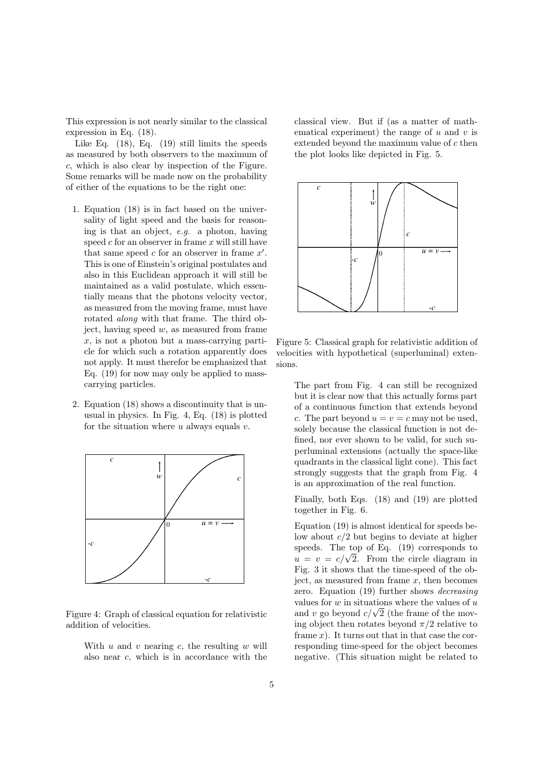This expression is not nearly similar to the classical expression in Eq. (18).

Like Eq. (18), Eq. (19) still limits the speeds as measured by both observers to the maximum of $c$, which is also clear by inspection of the Figure. Some remarks will be made now on the probability of either of the equations to be the right one:

1. Equation (18) is in fact based on the universality of light speed and the basis for reasoning is that an object, *e.g.* a photon, having speed $c$ for an observer in frame $x$ will still have that same speed $c$ for an observer in frame $x'$. This is one of Einstein's original postulates and also in this Euclidean approach it will still be maintained as a valid postulate, which essentially means that the photons velocity vector, as measured from the moving frame, must have rotated *along* with that frame. The third object, having speed $w$, as measured from frame $x$, is not a photon but a mass-carrying particle for which such a rotation apparently does not apply. It must therefor be emphasized that Eq. (19) for now may only be applied to mass-carrying particles.

2. Equation (18) shows a discontinuity that is unusual in physics. In Fig. 4, Eq. (18) is plotted for the situation where $u$ always equals $v$.

Figure 4: Graph of classical equation for relativistic addition of velocities.

With $u$ and $v$ nearing $c$, the resulting $w$ will also near $c$, which is in accordance with the classical view. But if (as a matter of mathematical experiment) the range of $u$ and $v$ is extended beyond the maximum value of $c$ then the plot looks like depicted in Fig. 5.

Figure 5: Classical graph for relativistic addition of velocities with hypothetical (superluminal) extensions.

The part from Fig. 4 can still be recognized but it is clear now that this actually forms part of a continuous function that extends beyond $c$. The part beyond $u = v = c$ may not be used, solely because the classical function is not defined, nor ever shown to be valid, for such superluminal extensions (actually the space-like quadrants in the classical light cone). This fact strongly suggests that the graph from Fig. 4 is an approximation of the real function.

Finally, both Eqs. (18) and (19) are plotted together in Fig. 6.

Equation (19) is almost identical for speeds below about $c/2$ but begins to deviate at higher speeds. The top of Eq. (19) corresponds to $u = v = c/\sqrt{2}$. From the circle diagram in Fig. 3 it shows that the time-speed of the object, as measured from frame $x$, then becomes zero. Equation (19) further shows *decreasing* values for $w$ in situations where the values of $u$ and $v$ go beyond $c/\sqrt{2}$ (the frame of the moving object then rotates beyond $\pi/2$ relative to frame $x$). It turns out that in that case the corresponding time-speed for the object becomes negative. (This situation might be related to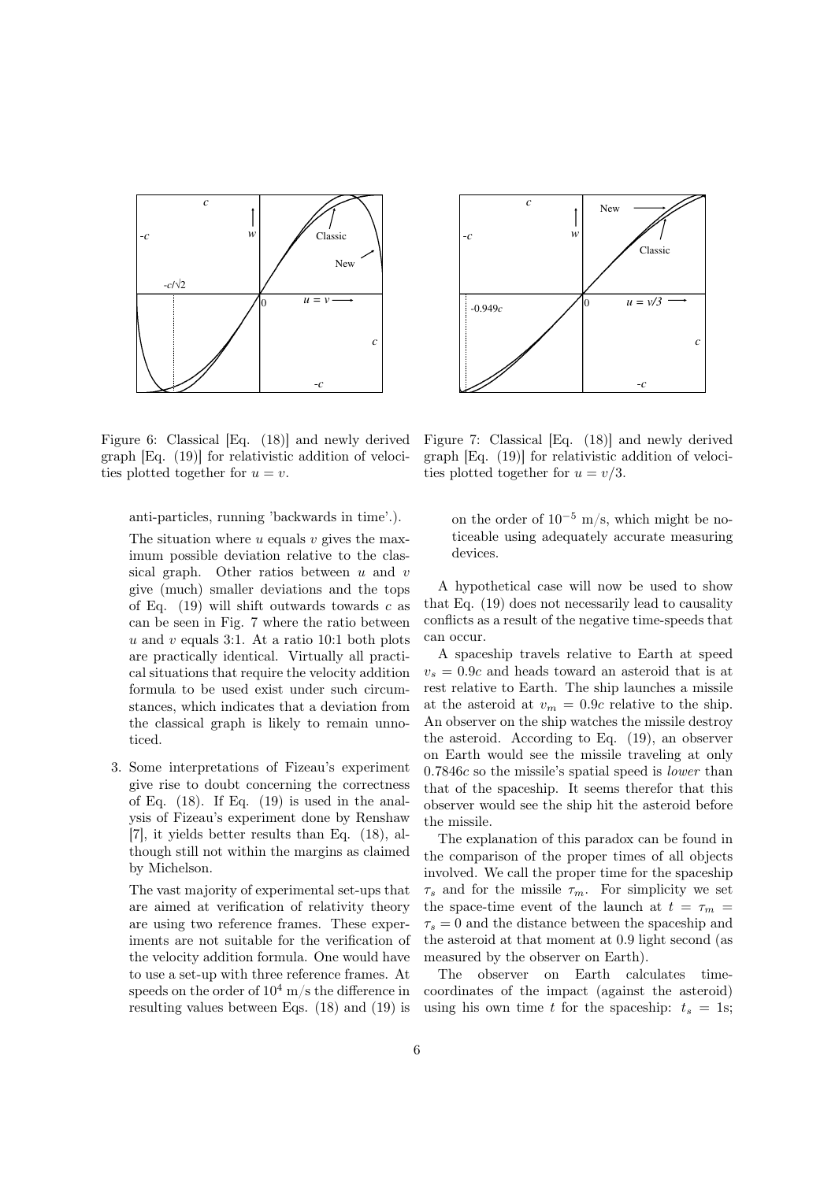Figure 6: Classical [Eq. (18)] and newly derived graph [Eq. (19)] for relativistic addition of velocities plotted together for $u = v$.

Figure 7: Classical [Eq. (18)] and newly derived graph [Eq. (19)] for relativistic addition of velocities plotted together for $u = v/3$.

anti-particles, running 'backwards in time'.).

The situation where $u$ equals $v$ gives the maximum possible deviation relative to the classical graph. Other ratios between $u$ and $v$ give (much) smaller deviations and the tops of Eq. (19) will shift outwards towards $c$ as can be seen in Fig. 7 where the ratio between $u$ and $v$ equals 3:1. At a ratio 10:1 both plots are practically identical. Virtually all practical situations that require the velocity addition formula to be used exist under such circumstances, which indicates that a deviation from the classical graph is likely to remain unnoticed.

3. Some interpretations of Fizeau's experiment give rise to doubt concerning the correctness of Eq. (18). If Eq. (19) is used in the analysis of Fizeau's experiment done by Renshaw [7], it yields better results than Eq. (18), although still not within the margins as claimed by Michelson.

   The vast majority of experimental set-ups that are aimed at verification of relativity theory are using two reference frames. These experiments are not suitable for the verification of the velocity addition formula. One would have to use a set-up with three reference frames. At speeds on the order of $10^4$ m/s the difference in resulting values between Eqs. (18) and (19) is on the order of $10^{-5}$ m/s, which might be noticeable using adequately accurate measuring devices.

A hypothetical case will now be used to show that Eq. (19) does not necessarily lead to causality conflicts as a result of the negative time-speeds that can occur.

A spaceship travels relative to Earth at speed $v_s = 0.9c$ and heads toward an asteroid that is at rest relative to Earth. The ship launches a missile at the asteroid at $v_m = 0.9c$ relative to the ship. An observer on the ship watches the missile destroy the asteroid. According to Eq. (19), an observer on Earth would see the missile traveling at only $0.7846c$ so the missile's spatial speed is *lower* than that of the spaceship. It seems therefor that this observer would see the ship hit the asteroid before the missile.

The explanation of this paradox can be found in the comparison of the proper times of all objects involved. We call the proper time for the spaceship $\tau_s$ and for the missile $\tau_m$. For simplicity we set the space-time event of the launch at $t = \tau_m = \tau_s = 0$ and the distance between the spaceship and the asteroid at that moment at 0.9 light second (as measured by the observer on Earth).

The observer on Earth calculates time-coordinates of the impact (against the asteroid) using his own time $t$ for the spaceship: $t_s = 1$s;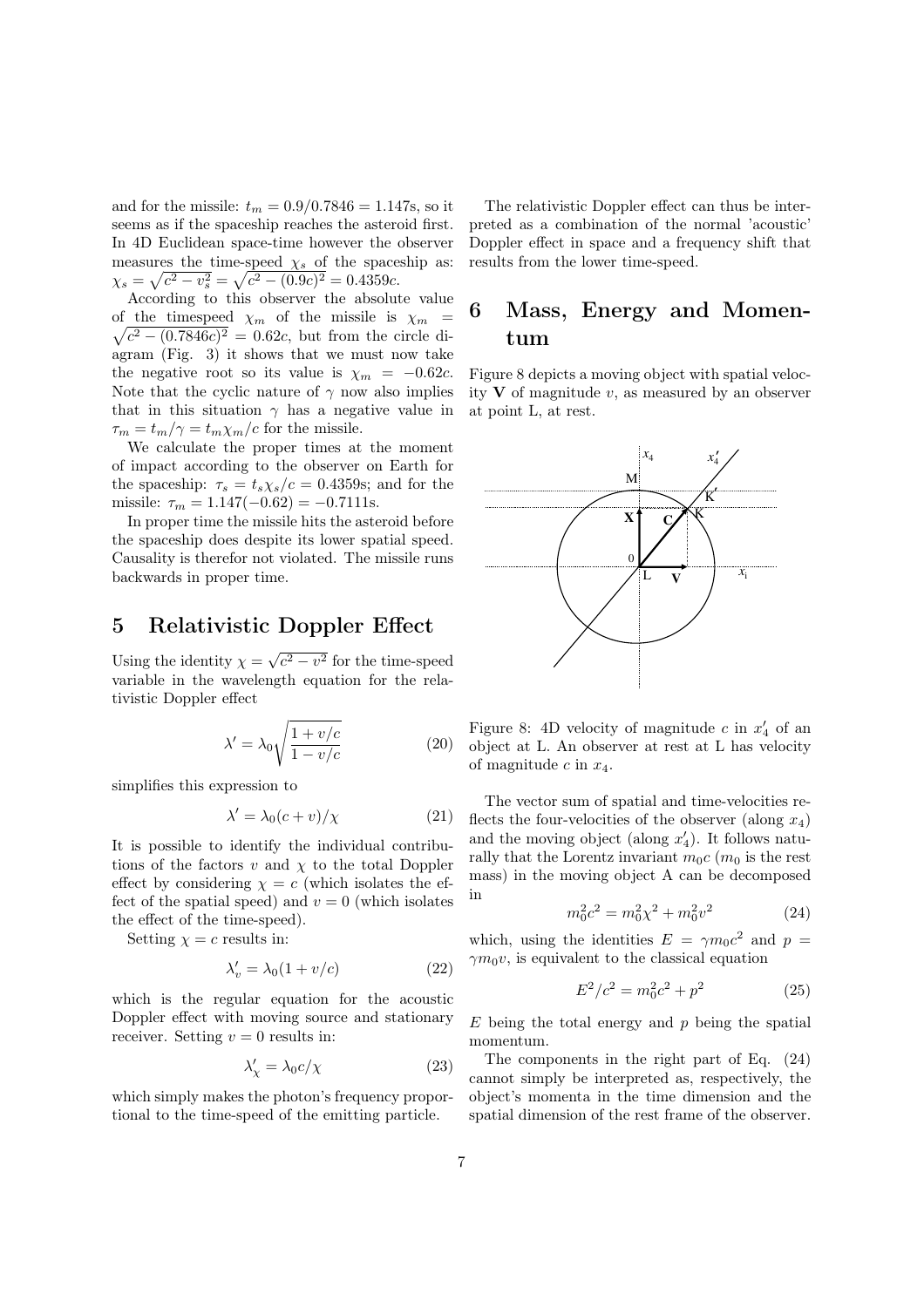and for the missile: $t_m = 0.9/0.7846 = 1.147$s, so it seems as if the spaceship reaches the asteroid first. In 4D Euclidean space-time however the observer measures the time-speed $\chi_s$ of the spaceship as: $\chi_s = \sqrt{c^2 - v_s^2} = \sqrt{c^2 - (0.9c)^2} = 0.4359c$.

According to this observer the absolute value of the timespeed $\chi_m$ of the missile is $\chi_m = \sqrt{c^2 - (0.7846c)^2} = 0.62c$, but from the circle diagram (Fig. 3) it shows that we must now take the negative root so its value is $\chi_m = -0.62c$. Note that the cyclic nature of $\gamma$ now also implies that in this situation $\gamma$ has a negative value in $\tau_m = t_m/\gamma = t_m\chi_m/c$ for the missile.

We calculate the proper times at the moment of impact according to the observer on Earth for the spaceship: $\tau_s = t_s\chi_s/c = 0.4359$s; and for the missile: $\tau_m = 1.147(-0.62) = -0.7111$s.

In proper time the missile hits the asteroid before the spaceship does despite its lower spatial speed. Causality is therefor not violated. The missile runs backwards in proper time.

## 5 Relativistic Doppler Effect

Using the identity $\chi = \sqrt{c^2 - v^2}$ for the time-speed variable in the wavelength equation for the relativistic Doppler effect

$$\lambda' = \lambda_0\sqrt{\frac{1 + v/c}{1 - v/c}} \tag{20}$$

simplifies this expression to

$$\lambda' = \lambda_0(c + v)/\chi \tag{21}$$

It is possible to identify the individual contributions of the factors $v$ and $\chi$ to the total Doppler effect by considering $\chi = c$ (which isolates the effect of the spatial speed) and $v = 0$ (which isolates the effect of the time-speed).

Setting $\chi = c$ results in:

$$\lambda'_v = \lambda_0(1 + v/c) \tag{22}$$

which is the regular equation for the acoustic Doppler effect with moving source and stationary receiver. Setting $v = 0$ results in:

$$\lambda'_\chi = \lambda_0 c/\chi \tag{23}$$

which simply makes the photon's frequency proportional to the time-speed of the emitting particle.

The relativistic Doppler effect can thus be interpreted as a combination of the normal 'acoustic' Doppler effect in space and a frequency shift that results from the lower time-speed.

## 6 Mass, Energy and Momentum

Figure 8 depicts a moving object with spatial velocity $\mathbf{V}$ of magnitude $v$, as measured by an observer at point L, at rest.

Figure 8: 4D velocity of magnitude $c$ in $x'_4$ of an object at L. An observer at rest at L has velocity of magnitude $c$ in $x_4$.

The vector sum of spatial and time-velocities reflects the four-velocities of the observer (along $x_4$) and the moving object (along $x'_4$). It follows naturally that the Lorentz invariant $m_0c$ ($m_0$ is the rest mass) in the moving object A can be decomposed in

$$m_0^2c^2 = m_0^2\chi^2 + m_0^2v^2 \tag{24}$$

which, using the identities $E = \gamma m_0c^2$ and $p = \gamma m_0 v$, is equivalent to the classical equation

$$E^2/c^2 = m_0^2c^2 + p^2 \tag{25}$$

$E$ being the total energy and $p$ being the spatial momentum.

The components in the right part of Eq. (24) cannot simply be interpreted as, respectively, the object's momenta in the time dimension and the spatial dimension of the rest frame of the observer.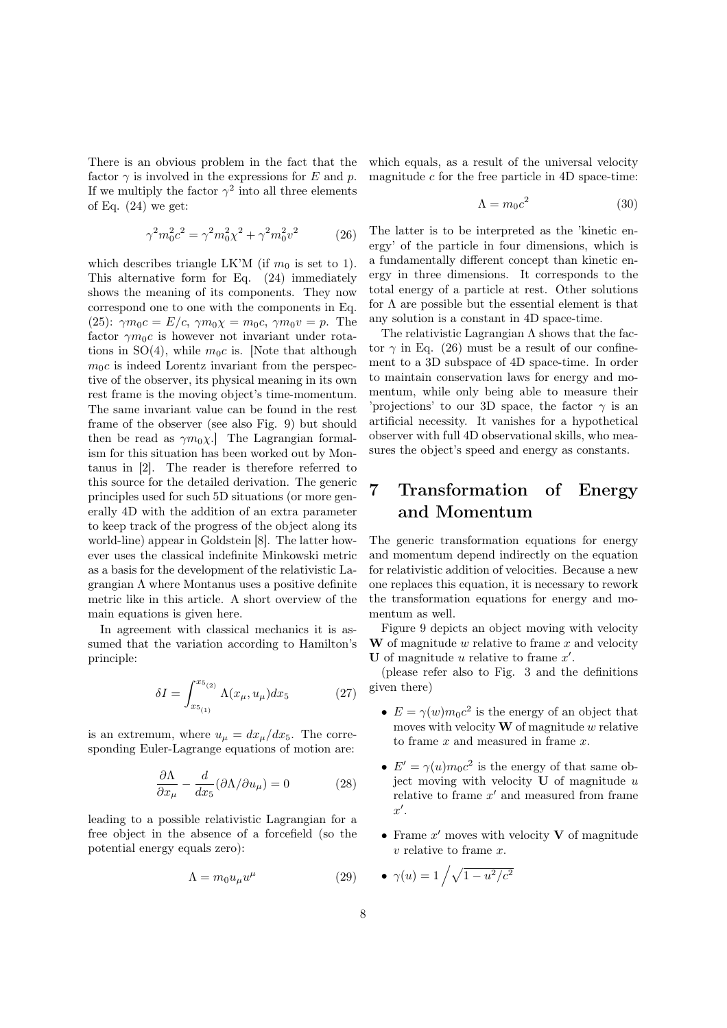There is an obvious problem in the fact that the factor $\gamma$ is involved in the expressions for $E$ and $p$. If we multiply the factor $\gamma^2$ into all three elements of Eq. (24) we get:

$$\gamma^2 m_0^2 c^2 = \gamma^2 m_0^2 \chi^2 + \gamma^2 m_0^2 v^2 \tag{26}$$

which describes triangle LK'M (if $m_0$ is set to 1). This alternative form for Eq. (24) immediately shows the meaning of its components. They now correspond one to one with the components in Eq. (25): $\gamma m_0 c = E/c$, $\gamma m_0 \chi = m_0 c$, $\gamma m_0 v = p$. The factor $\gamma m_0 c$ is however not invariant under rotations in SO(4), while $m_0 c$ is. [Note that although $m_0 c$ is indeed Lorentz invariant from the perspective of the observer, its physical meaning in its own rest frame is the moving object's time-momentum. The same invariant value can be found in the rest frame of the observer (see also Fig. 9) but should then be read as $\gamma m_0 \chi$.] The Lagrangian formalism for this situation has been worked out by Montanus in [2]. The reader is therefore referred to this source for the detailed derivation. The generic principles used for such 5D situations (or more generally 4D with the addition of an extra parameter to keep track of the progress of the object along its world-line) appear in Goldstein [8]. The latter however uses the classical indefinite Minkowski metric as a basis for the development of the relativistic Lagrangian $\Lambda$ where Montanus uses a positive definite metric like in this article. A short overview of the main equations is given here.

In agreement with classical mechanics it is assumed that the variation according to Hamilton's principle:

$$\delta I = \int_{x_{5_{(1)}}}^{x_{5_{(2)}}} \Lambda(x_\mu, u_\mu) dx_5 \tag{27}$$

is an extremum, where $u_\mu = dx_\mu/dx_5$. The corresponding Euler-Lagrange equations of motion are:

$$\frac{\partial \Lambda}{\partial x_\mu} - \frac{d}{dx_5}(\partial \Lambda / \partial u_\mu) = 0 \tag{28}$$

leading to a possible relativistic Lagrangian for a free object in the absence of a forcefield (so the potential energy equals zero):

$$\Lambda = m_0 u_\mu u^\mu \tag{29}$$

which equals, as a result of the universal velocity magnitude $c$ for the free particle in 4D space-time:

$$\Lambda = m_0 c^2 \tag{30}$$

The latter is to be interpreted as the 'kinetic energy' of the particle in four dimensions, which is a fundamentally different concept than kinetic energy in three dimensions. It corresponds to the total energy of a particle at rest. Other solutions for $\Lambda$ are possible but the essential element is that any solution is a constant in 4D space-time.

The relativistic Lagrangian $\Lambda$ shows that the factor $\gamma$ in Eq. (26) must be a result of our confinement to a 3D subspace of 4D space-time. In order to maintain conservation laws for energy and momentum, while only being able to measure their 'projections' to our 3D space, the factor $\gamma$ is an artificial necessity. It vanishes for a hypothetical observer with full 4D observational skills, who measures the object's speed and energy as constants.

# 7 Transformation of Energy and Momentum

The generic transformation equations for energy and momentum depend indirectly on the equation for relativistic addition of velocities. Because a new one replaces this equation, it is necessary to rework the transformation equations for energy and momentum as well.

Figure 9 depicts an object moving with velocity $\mathbf{W}$ of magnitude $w$ relative to frame $x$ and velocity $\mathbf{U}$ of magnitude $u$ relative to frame $x'$.

(please refer also to Fig. 3 and the definitions given there)

- $E = \gamma(w) m_0 c^2$ is the energy of an object that moves with velocity $\mathbf{W}$ of magnitude $w$ relative to frame $x$ and measured in frame $x$.
- $E' = \gamma(u) m_0 c^2$ is the energy of that same object moving with velocity $\mathbf{U}$ of magnitude $u$ relative to frame $x'$ and measured from frame $x'$.
- Frame $x'$ moves with velocity $\mathbf{V}$ of magnitude $v$ relative to frame $x$.
- $\gamma(u) = 1 \Big/ \sqrt{1 - u^2/c^2}$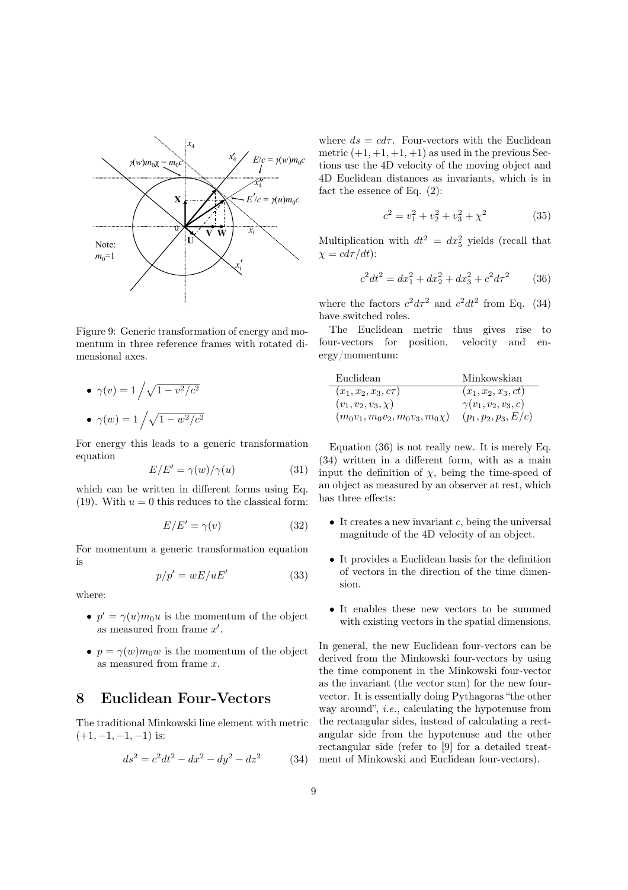Figure 9: Generic transformation of energy and momentum in three reference frames with rotated dimensional axes.

- $\gamma(v) = 1 \Big/ \sqrt{1 - v^2/c^2}$
- $\gamma(w) = 1 \Big/ \sqrt{1 - w^2/c^2}$

For energy this leads to a generic transformation equation

$$E/E' = \gamma(w)/\gamma(u) \tag{31}$$

which can be written in different forms using Eq. (19). With $u = 0$ this reduces to the classical form:

$$E/E' = \gamma(v) \tag{32}$$

For momentum a generic transformation equation is

$$p/p' = wE/uE' \tag{33}$$

where:

- $p' = \gamma(u) m_0 u$ is the momentum of the object as measured from frame $x'$.
- $p = \gamma(w) m_0 w$ is the momentum of the object as measured from frame $x$.

# 8 Euclidean Four-Vectors

The traditional Minkowski line element with metric $(+1, -1, -1, -1)$ is:

$$ds^2 = c^2 dt^2 - dx^2 - dy^2 - dz^2 \tag{34}$$

where $ds = c d\tau$. Four-vectors with the Euclidean metric $(+1, +1, +1, +1)$ as used in the previous Sections use the 4D velocity of the moving object and 4D Euclidean distances as invariants, which is in fact the essence of Eq. (2):

$$c^2 = v_1^2 + v_2^2 + v_3^2 + \chi^2 \tag{35}$$

Multiplication with $dt^2 = dx_5^2$ yields (recall that $\chi = c d\tau/dt$):

$$c^2 dt^2 = dx_1^2 + dx_2^2 + dx_3^2 + c^2 d\tau^2 \tag{36}$$

where the factors $c^2 d\tau^2$ and $c^2 dt^2$ from Eq. (34) have switched roles.

The Euclidean metric thus gives rise to four-vectors for position, velocity and energy/momentum:

| Euclidean | Minkowskian |
|---|---|
| $(x_1, x_2, x_3, c\tau)$ | $(x_1, x_2, x_3, ct)$ |
| $(v_1, v_2, v_3, \chi)$ | $\gamma(v_1, v_2, v_3, c)$ |
| $(m_0 v_1, m_0 v_2, m_0 v_3, m_0 \chi)$ | $(p_1, p_2, p_3, E/c)$ |

Equation (36) is not really new. It is merely Eq. (34) written in a different form, with as a main input the definition of $\chi$, being the time-speed of an object as measured by an observer at rest, which has three effects:

- It creates a new invariant $c$, being the universal magnitude of the 4D velocity of an object.
- It provides a Euclidean basis for the definition of vectors in the direction of the time dimension.
- It enables these new vectors to be summed with existing vectors in the spatial dimensions.

In general, the new Euclidean four-vectors can be derived from the Minkowski four-vectors by using the time component in the Minkowski four-vector as the invariant (the vector sum) for the new four-vector. It is essentially doing Pythagoras "the other way around", *i.e.*, calculating the hypotenuse from the rectangular sides, instead of calculating a rectangular side from the hypotenuse and the other rectangular side (refer to [9] for a detailed treatment of Minkowski and Euclidean four-vectors).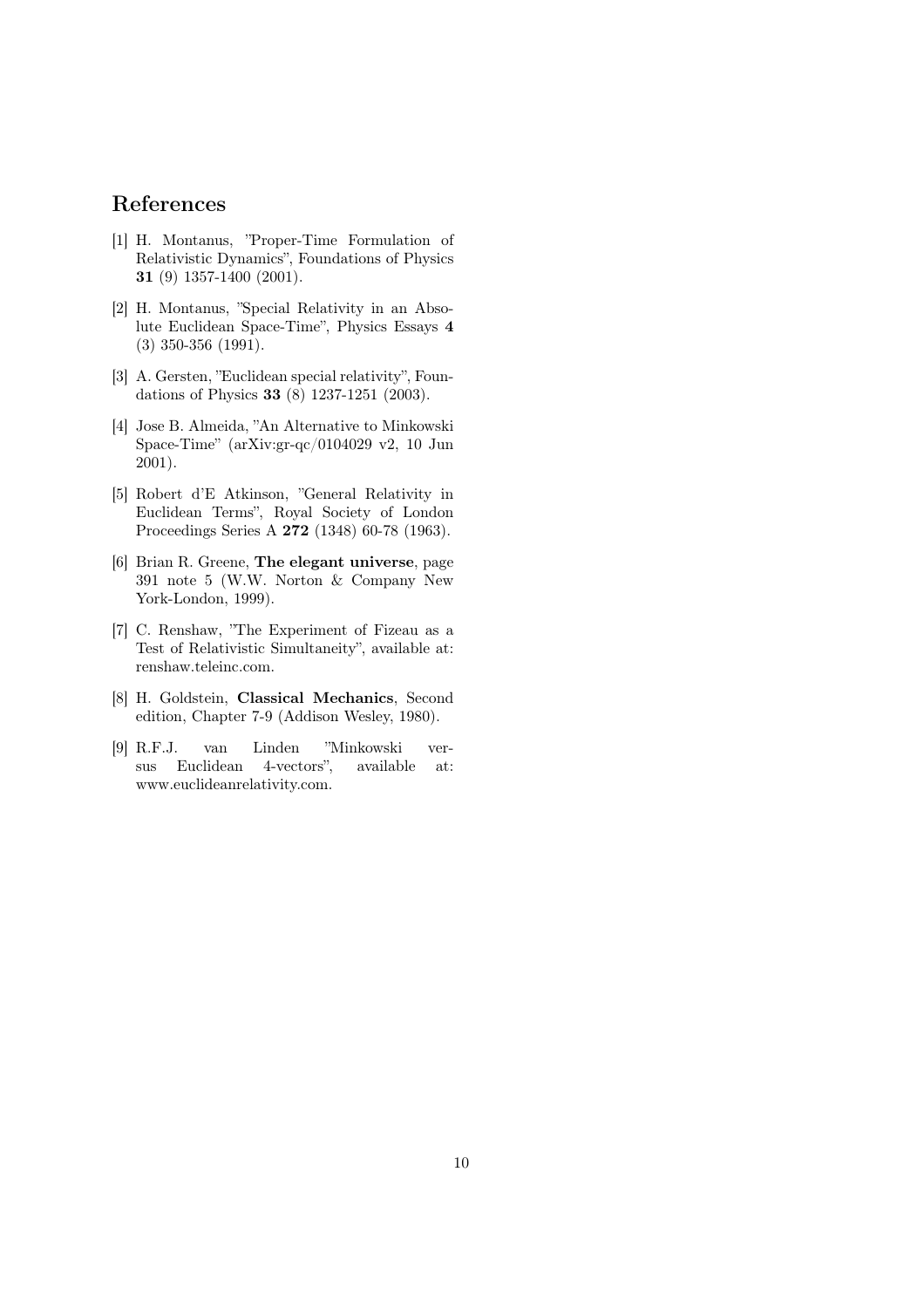## References

[1] H. Montanus, "Proper-Time Formulation of Relativistic Dynamics", Foundations of Physics **31** (9) 1357-1400 (2001).

[2] H. Montanus, "Special Relativity in an Absolute Euclidean Space-Time", Physics Essays **4** (3) 350-356 (1991).

[3] A. Gersten, "Euclidean special relativity", Foundations of Physics **33** (8) 1237-1251 (2003).

[4] Jose B. Almeida, "An Alternative to Minkowski Space-Time" (arXiv:gr-qc/0104029 v2, 10 Jun 2001).

[5] Robert d'E Atkinson, "General Relativity in Euclidean Terms", Royal Society of London Proceedings Series A **272** (1348) 60-78 (1963).

[6] Brian R. Greene, **The elegant universe**, page 391 note 5 (W.W. Norton & Company New York-London, 1999).

[7] C. Renshaw, "The Experiment of Fizeau as a Test of Relativistic Simultaneity", available at: renshaw.teleinc.com.

[8] H. Goldstein, **Classical Mechanics**, Second edition, Chapter 7-9 (Addison Wesley, 1980).

[9] R.F.J. van Linden "Minkowski versus Euclidean 4-vectors", available at: www.euclideanrelativity.com.